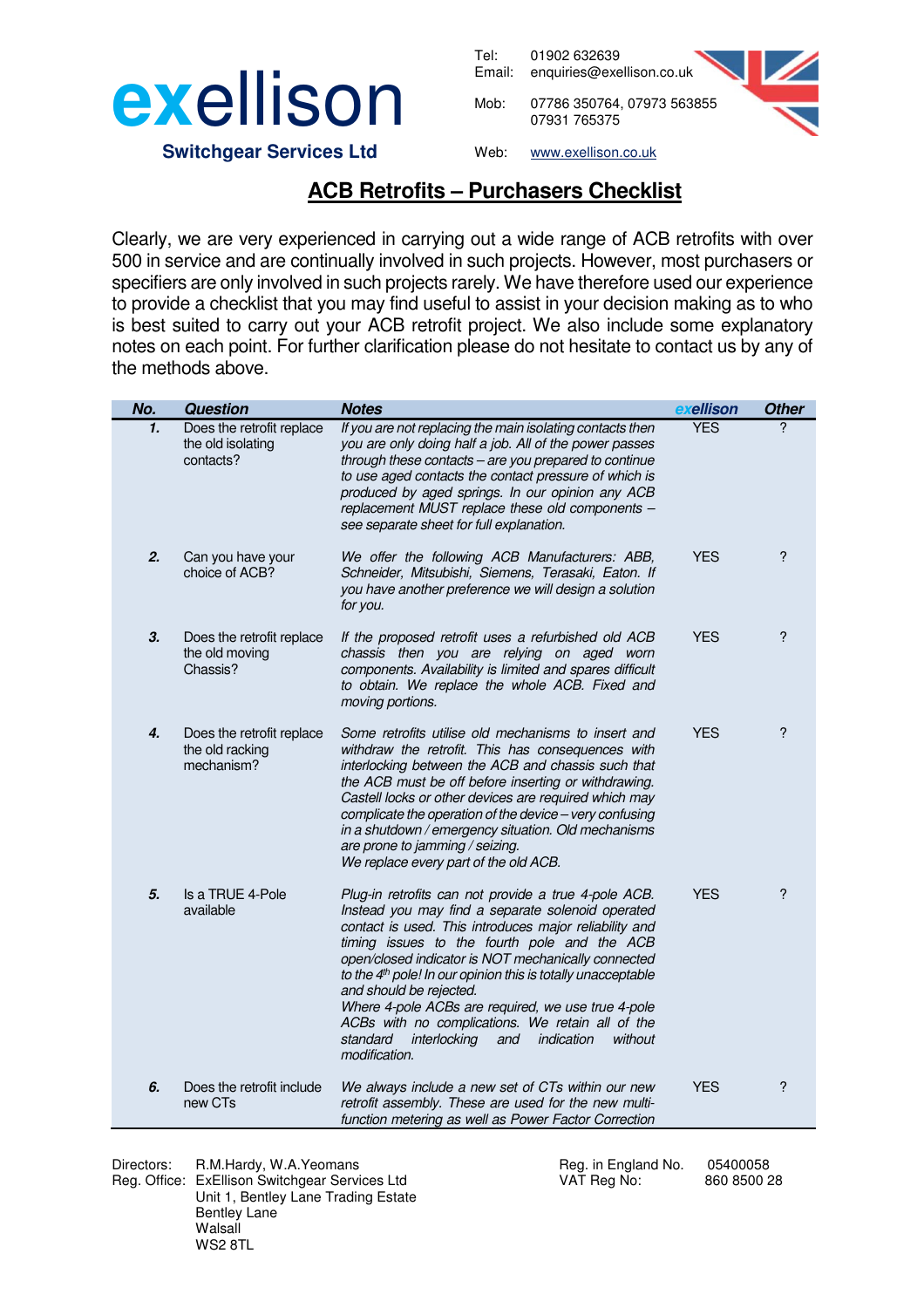# exellison

**Switchgear Services Ltd**

Tel: 01902 632639
Email: enquiries@exellison.co.uk

Mob: 07786 350764, 07973 563855
07931 765375

Web: www.exellison.co.uk

## ACB Retrofits – Purchasers Checklist

Clearly, we are very experienced in carrying out a wide range of ACB retrofits with over 500 in service and are continually involved in such projects. However, most purchasers or specifiers are only involved in such projects rarely. We have therefore used our experience to provide a checklist that you may find useful to assist in your decision making as to who is best suited to carry out your ACB retrofit project. We also include some explanatory notes on each point. For further clarification please do not hesitate to contact us by any of the methods above.

| No. | Question | Notes | exellison | Other |
|---|---|---|---|---|
| 1. | Does the retrofit replace the old isolating contacts? | *If you are not replacing the main isolating contacts then you are only doing half a job. All of the power passes through these contacts – are you prepared to continue to use aged contacts the contact pressure of which is produced by aged springs. In our opinion any ACB replacement MUST replace these old components – see separate sheet for full explanation.* | YES | ? |
| 2. | Can you have your choice of ACB? | *We offer the following ACB Manufacturers: ABB, Schneider, Mitsubishi, Siemens, Terasaki, Eaton. If you have another preference we will design a solution for you.* | YES | ? |
| 3. | Does the retrofit replace the old moving Chassis? | *If the proposed retrofit uses a refurbished old ACB chassis then you are relying on aged worn components. Availability is limited and spares difficult to obtain. We replace the whole ACB. Fixed and moving portions.* | YES | ? |
| 4. | Does the retrofit replace the old racking mechanism? | *Some retrofits utilise old mechanisms to insert and withdraw the retrofit. This has consequences with interlocking between the ACB and chassis such that the ACB must be off before inserting or withdrawing. Castell locks or other devices are required which may complicate the operation of the device – very confusing in a shutdown / emergency situation. Old mechanisms are prone to jamming / seizing. We replace every part of the old ACB.* | YES | ? |
| 5. | Is a TRUE 4-Pole available | *Plug-in retrofits can not provide a true 4-pole ACB. Instead you may find a separate solenoid operated contact is used. This introduces major reliability and timing issues to the fourth pole and the ACB open/closed indicator is NOT mechanically connected to the 4th pole! In our opinion this is totally unacceptable and should be rejected. Where 4-pole ACBs are required, we use true 4-pole ACBs with no complications. We retain all of the standard interlocking and indication without modification.* | YES | ? |
| 6. | Does the retrofit include new CTs | *We always include a new set of CTs within our new retrofit assembly. These are used for the new multi-function metering as well as Power Factor Correction* | YES | ? |

Directors: R.M.Hardy, W.A.Yeomans
Reg. Office: ExEllison Switchgear Services Ltd
Unit 1, Bentley Lane Trading Estate
Bentley Lane
Walsall
WS2 8TL

Reg. in England No. 05400058
VAT Reg No: 860 8500 28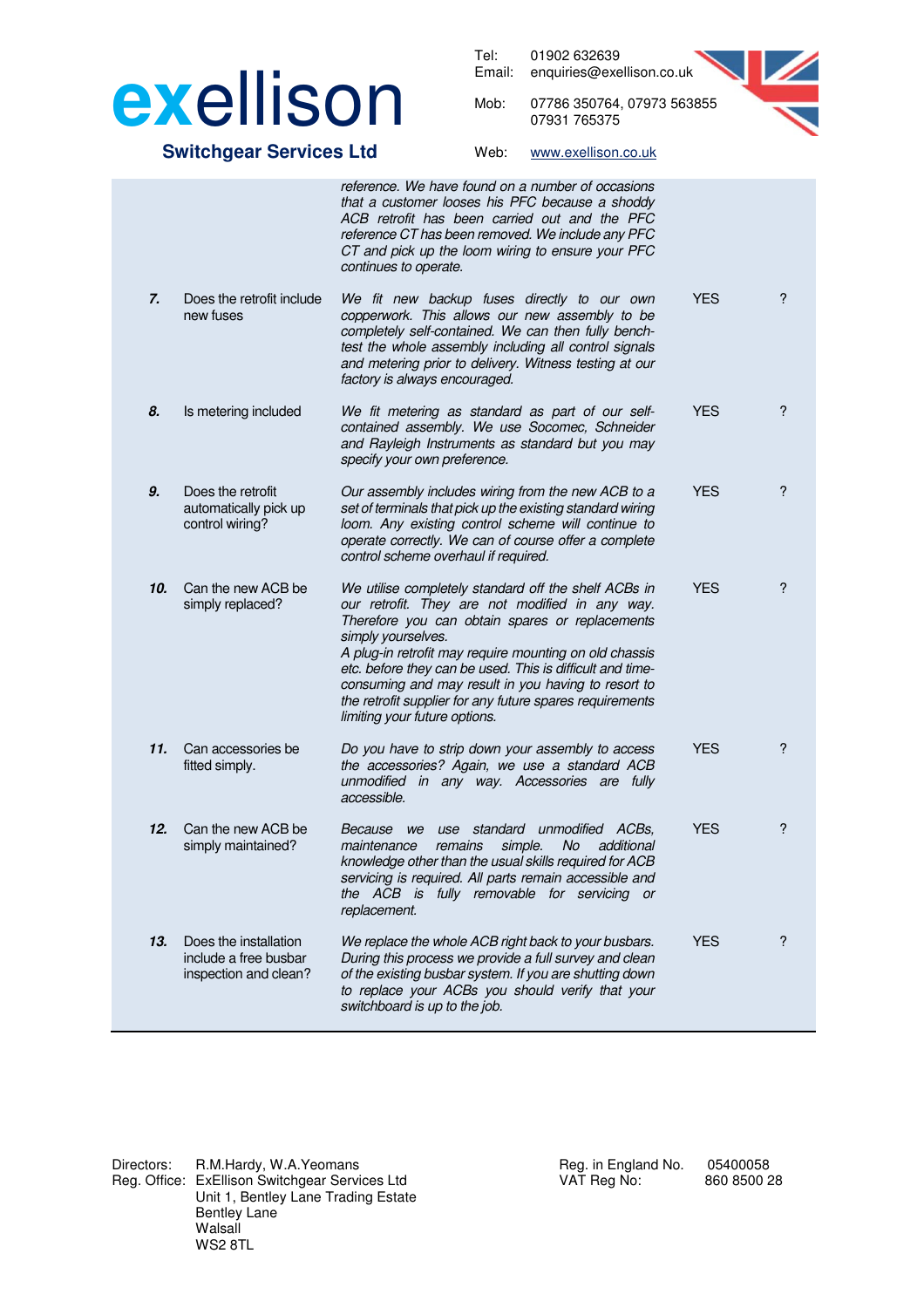| | | | | |
|---|---|---|---|---|
| | | *reference. We have found on a number of occasions that a customer looses his PFC because a shoddy ACB retrofit has been carried out and the PFC reference CT has been removed. We include any PFC CT and pick up the loom wiring to ensure your PFC continues to operate.* | | |
| ***7.*** | Does the retrofit include new fuses | *We fit new backup fuses directly to our own copperwork. This allows our new assembly to be completely self-contained. We can then fully bench-test the whole assembly including all control signals and metering prior to delivery. Witness testing at our factory is always encouraged.* | YES | ? |
| ***8.*** | Is metering included | *We fit metering as standard as part of our self-contained assembly. We use Socomec, Schneider and Rayleigh Instruments as standard but you may specify your own preference.* | YES | ? |
| ***9.*** | Does the retrofit automatically pick up control wiring? | *Our assembly includes wiring from the new ACB to a set of terminals that pick up the existing standard wiring loom. Any existing control scheme will continue to operate correctly. We can of course offer a complete control scheme overhaul if required.* | YES | ? |
| ***10.*** | Can the new ACB be simply replaced? | *We utilise completely standard off the shelf ACBs in our retrofit. They are not modified in any way. Therefore you can obtain spares or replacements simply yourselves.* *A plug-in retrofit may require mounting on old chassis etc. before they can be used. This is difficult and time-consuming and may result in you having to resort to the retrofit supplier for any future spares requirements limiting your future options.* | YES | ? |
| ***11.*** | Can accessories be fitted simply. | *Do you have to strip down your assembly to access the accessories? Again, we use a standard ACB unmodified in any way. Accessories are fully accessible.* | YES | ? |
| ***12.*** | Can the new ACB be simply maintained? | *Because we use standard unmodified ACBs, maintenance remains simple. No additional knowledge other than the usual skills required for ACB servicing is required. All parts remain accessible and the ACB is fully removable for servicing or replacement.* | YES | ? |
| ***13.*** | Does the installation include a free busbar inspection and clean? | *We replace the whole ACB right back to your busbars. During this process we provide a full survey and clean of the existing busbar system. If you are shutting down to replace your ACBs you should verify that your switchboard is up to the job.* | YES | ? |